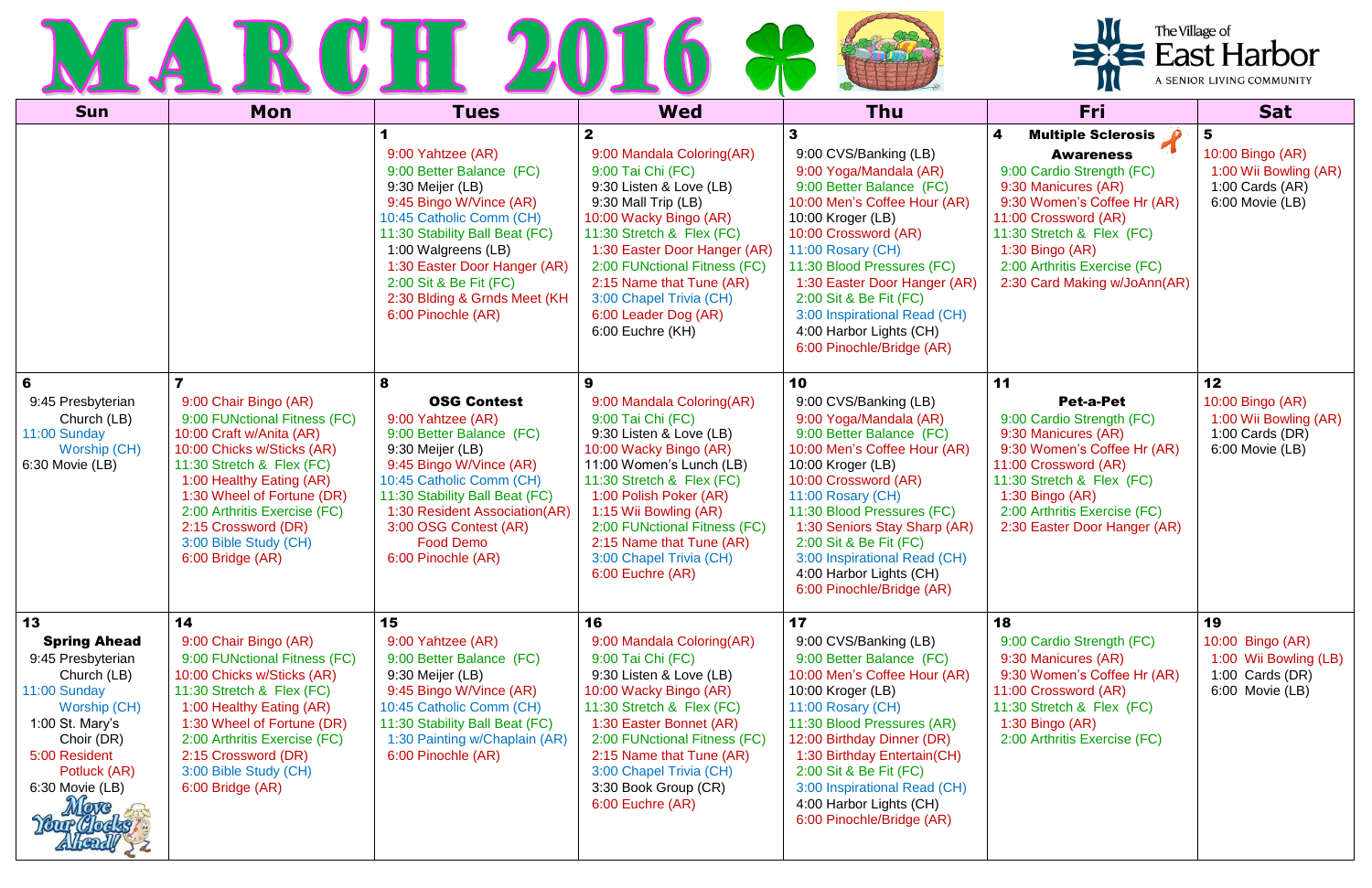# MARCH 2016

The Village of East Harbor
A SENIOR LIVING COMMUNITY

| Sun | Mon | Tues | Wed | Thu | Fri | Sat |
|---|---|---|---|---|---|---|
| | | **1**<br>9:00 Yahtzee (AR)<br>9:00 Better Balance (FC)<br>9:30 Meijer (LB)<br>9:45 Bingo W/Vince (AR)<br>10:45 Catholic Comm (CH)<br>11:30 Stability Ball Beat (FC)<br>1:00 Walgreens (LB)<br>1:30 Easter Door Hanger (AR)<br>2:00 Sit & Be Fit (FC)<br>2:30 Blding & Grnds Meet (KH<br>6:00 Pinochle (AR) | **2**<br>9:00 Mandala Coloring(AR)<br>9:00 Tai Chi (FC)<br>9:30 Listen & Love (LB)<br>9:30 Mall Trip (LB)<br>10:00 Wacky Bingo (AR)<br>11:30 Stretch & Flex (FC)<br>1:30 Easter Door Hanger (AR)<br>2:00 FUNctional Fitness (FC)<br>2:15 Name that Tune (AR)<br>3:00 Chapel Trivia (CH)<br>6:00 Leader Dog (AR)<br>6:00 Euchre (KH) | **3**<br>9:00 CVS/Banking (LB)<br>9:00 Yoga/Mandala (AR)<br>9:00 Better Balance (FC)<br>10:00 Men's Coffee Hour (AR)<br>10:00 Kroger (LB)<br>10:00 Crossword (AR)<br>11:00 Rosary (CH)<br>11:30 Blood Pressures (FC)<br>1:30 Easter Door Hanger (AR)<br>2:00 Sit & Be Fit (FC)<br>3:00 Inspirational Read (CH)<br>4:00 Harbor Lights (CH)<br>6:00 Pinochle/Bridge (AR) | **4** **Multiple Sclerosis Awareness**<br>9:00 Cardio Strength (FC)<br>9:30 Manicures (AR)<br>9:30 Women's Coffee Hr (AR)<br>11:00 Crossword (AR)<br>11:30 Stretch & Flex (FC)<br>1:30 Bingo (AR)<br>2:00 Arthritis Exercise (FC)<br>2:30 Card Making w/JoAnn(AR) | **5**<br>10:00 Bingo (AR)<br>1:00 Wii Bowling (AR)<br>1:00 Cards (AR)<br>6:00 Movie (LB) |
| **6**<br>9:45 Presbyterian Church (LB)<br>11:00 Sunday Worship (CH)<br>6:30 Movie (LB) | **7**<br>9:00 Chair Bingo (AR)<br>9:00 FUNctional Fitness (FC)<br>10:00 Craft w/Anita (AR)<br>10:00 Chicks w/Sticks (AR)<br>11:30 Stretch & Flex (FC)<br>1:00 Healthy Eating (AR)<br>1:30 Wheel of Fortune (DR)<br>2:00 Arthritis Exercise (FC)<br>2:15 Crossword (DR)<br>3:00 Bible Study (CH)<br>6:00 Bridge (AR) | **8**<br>**OSG Contest**<br>9:00 Yahtzee (AR)<br>9:00 Better Balance (FC)<br>9:30 Meijer (LB)<br>9:45 Bingo W/Vince (AR)<br>10:45 Catholic Comm (CH)<br>11:30 Stability Ball Beat (FC)<br>1:30 Resident Association(AR)<br>3:00 OSG Contest (AR) Food Demo<br>6:00 Pinochle (AR) | **9**<br>9:00 Mandala Coloring(AR)<br>9:00 Tai Chi (FC)<br>9:30 Listen & Love (LB)<br>10:00 Wacky Bingo (AR)<br>11:00 Women's Lunch (LB)<br>11:30 Stretch & Flex (FC)<br>1:00 Polish Poker (AR)<br>1:15 Wii Bowling (AR)<br>2:00 FUNctional Fitness (FC)<br>2:15 Name that Tune (AR)<br>3:00 Chapel Trivia (CH)<br>6:00 Euchre (AR) | **10**<br>9:00 CVS/Banking (LB)<br>9:00 Yoga/Mandala (AR)<br>9:00 Better Balance (FC)<br>10:00 Men's Coffee Hour (AR)<br>10:00 Kroger (LB)<br>10:00 Crossword (AR)<br>11:00 Rosary (CH)<br>11:30 Blood Pressures (FC)<br>1:30 Seniors Stay Sharp (AR)<br>2:00 Sit & Be Fit (FC)<br>3:00 Inspirational Read (CH)<br>4:00 Harbor Lights (CH)<br>6:00 Pinochle/Bridge (AR) | **11**<br>**Pet-a-Pet**<br>9:00 Cardio Strength (FC)<br>9:30 Manicures (AR)<br>9:30 Women's Coffee Hr (AR)<br>11:00 Crossword (AR)<br>11:30 Stretch & Flex (FC)<br>1:30 Bingo (AR)<br>2:00 Arthritis Exercise (FC)<br>2:30 Easter Door Hanger (AR) | **12**<br>10:00 Bingo (AR)<br>1:00 Wii Bowling (AR)<br>1:00 Cards (DR)<br>6:00 Movie (LB) |
| **13**<br>**Spring Ahead**<br>9:45 Presbyterian Church (LB)<br>11:00 Sunday Worship (CH)<br>1:00 St. Mary's Choir (DR)<br>5:00 Resident Potluck (AR)<br>6:30 Movie (LB)<br>Move Your Clocks Ahead! | **14**<br>9:00 Chair Bingo (AR)<br>9:00 FUNctional Fitness (FC)<br>10:00 Chicks w/Sticks (AR)<br>11:30 Stretch & Flex (FC)<br>1:00 Healthy Eating (AR)<br>1:30 Wheel of Fortune (DR)<br>2:00 Arthritis Exercise (FC)<br>2:15 Crossword (DR)<br>3:00 Bible Study (CH)<br>6:00 Bridge (AR) | **15**<br>9:00 Yahtzee (AR)<br>9:00 Better Balance (FC)<br>9:30 Meijer (LB)<br>9:45 Bingo W/Vince (AR)<br>10:45 Catholic Comm (CH)<br>11:30 Stability Ball Beat (FC)<br>1:30 Painting w/Chaplain (AR)<br>6:00 Pinochle (AR) | **16**<br>9:00 Mandala Coloring(AR)<br>9:00 Tai Chi (FC)<br>9:30 Listen & Love (LB)<br>10:00 Wacky Bingo (AR)<br>11:30 Stretch & Flex (FC)<br>1:30 Easter Bonnet (AR)<br>2:00 FUNctional Fitness (FC)<br>2:15 Name that Tune (AR)<br>3:00 Chapel Trivia (CH)<br>3:30 Book Group (CR)<br>6:00 Euchre (AR) | **17**<br>9:00 CVS/Banking (LB)<br>9:00 Better Balance (FC)<br>10:00 Men's Coffee Hour (AR)<br>10:00 Kroger (LB)<br>11:00 Rosary (CH)<br>11:30 Blood Pressures (AR)<br>12:00 Birthday Dinner (DR)<br>1:30 Birthday Entertain(CH)<br>2:00 Sit & Be Fit (FC)<br>3:00 Inspirational Read (CH)<br>4:00 Harbor Lights (CH)<br>6:00 Pinochle/Bridge (AR) | **18**<br>9:00 Cardio Strength (FC)<br>9:30 Manicures (AR)<br>9:30 Women's Coffee Hr (AR)<br>11:00 Crossword (AR)<br>11:30 Stretch & Flex (FC)<br>1:30 Bingo (AR)<br>2:00 Arthritis Exercise (FC) | **19**<br>10:00 Bingo (AR)<br>1:00 Wii Bowling (LB)<br>1:00 Cards (DR)<br>6:00 Movie (LB) |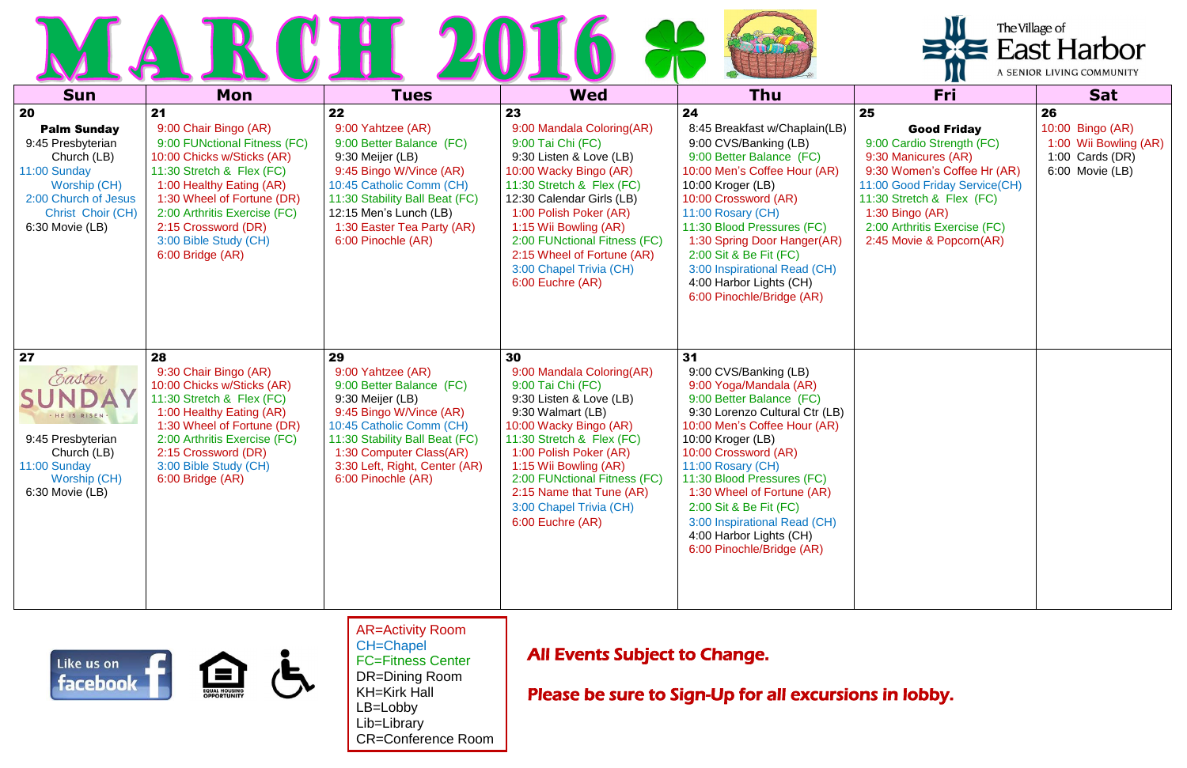# MARCH 2016

The Village of East Harbor — A SENIOR LIVING COMMUNITY

| Sun | Mon | Tues | Wed | Thu | Fri | Sat |
|---|---|---|---|---|---|---|
| **20**<br>**Palm Sunday**<br>9:45 Presbyterian Church (LB)<br>11:00 Sunday Worship (CH)<br>2:00 Church of Jesus Christ Choir (CH)<br>6:30 Movie (LB) | **21**<br>9:00 Chair Bingo (AR)<br>9:00 FUNctional Fitness (FC)<br>10:00 Chicks w/Sticks (AR)<br>11:30 Stretch & Flex (FC)<br>1:00 Healthy Eating (AR)<br>1:30 Wheel of Fortune (DR)<br>2:00 Arthritis Exercise (FC)<br>2:15 Crossword (DR)<br>3:00 Bible Study (CH)<br>6:00 Bridge (AR) | **22**<br>9:00 Yahtzee (AR)<br>9:00 Better Balance (FC)<br>9:30 Meijer (LB)<br>9:45 Bingo W/Vince (AR)<br>10:45 Catholic Comm (CH)<br>11:30 Stability Ball Beat (FC)<br>12:15 Men's Lunch (LB)<br>1:30 Easter Tea Party (AR)<br>6:00 Pinochle (AR) | **23**<br>9:00 Mandala Coloring(AR)<br>9:00 Tai Chi (FC)<br>9:30 Listen & Love (LB)<br>10:00 Wacky Bingo (AR)<br>11:30 Stretch & Flex (FC)<br>12:30 Calendar Girls (LB)<br>1:00 Polish Poker (AR)<br>1:15 Wii Bowling (AR)<br>2:00 FUNctional Fitness (FC)<br>2:15 Wheel of Fortune (AR)<br>3:00 Chapel Trivia (CH)<br>6:00 Euchre (AR) | **24**<br>8:45 Breakfast w/Chaplain(LB)<br>9:00 CVS/Banking (LB)<br>9:00 Better Balance (FC)<br>10:00 Men's Coffee Hour (AR)<br>10:00 Kroger (LB)<br>10:00 Crossword (AR)<br>11:00 Rosary (CH)<br>11:30 Blood Pressures (FC)<br>1:30 Spring Door Hanger(AR)<br>2:00 Sit & Be Fit (FC)<br>3:00 Inspirational Read (CH)<br>4:00 Harbor Lights (CH)<br>6:00 Pinochle/Bridge (AR) | **25**<br>**Good Friday**<br>9:00 Cardio Strength (FC)<br>9:30 Manicures (AR)<br>9:30 Women's Coffee Hr (AR)<br>11:00 Good Friday Service(CH)<br>11:30 Stretch & Flex (FC)<br>1:30 Bingo (AR)<br>2:00 Arthritis Exercise (FC)<br>2:45 Movie & Popcorn(AR) | **26**<br>10:00 Bingo (AR)<br>1:00 Wii Bowling (AR)<br>1:00 Cards (DR)<br>6:00 Movie (LB) |
| **27**<br>Easter SUNDAY - HE IS RISEN -<br>9:45 Presbyterian Church (LB)<br>11:00 Sunday Worship (CH)<br>6:30 Movie (LB) | **28**<br>9:30 Chair Bingo (AR)<br>10:00 Chicks w/Sticks (AR)<br>11:30 Stretch & Flex (FC)<br>1:00 Healthy Eating (AR)<br>1:30 Wheel of Fortune (DR)<br>2:00 Arthritis Exercise (FC)<br>2:15 Crossword (DR)<br>3:00 Bible Study (CH)<br>6:00 Bridge (AR) | **29**<br>9:00 Yahtzee (AR)<br>9:00 Better Balance (FC)<br>9:30 Meijer (LB)<br>9:45 Bingo W/Vince (AR)<br>10:45 Catholic Comm (CH)<br>11:30 Stability Ball Beat (FC)<br>1:30 Computer Class(AR)<br>3:30 Left, Right, Center (AR)<br>6:00 Pinochle (AR) | **30**<br>9:00 Mandala Coloring(AR)<br>9:00 Tai Chi (FC)<br>9:30 Listen & Love (LB)<br>9:30 Walmart (LB)<br>10:00 Wacky Bingo (AR)<br>11:30 Stretch & Flex (FC)<br>1:00 Polish Poker (AR)<br>1:15 Wii Bowling (AR)<br>2:00 FUNctional Fitness (FC)<br>2:15 Name that Tune (AR)<br>3:00 Chapel Trivia (CH)<br>6:00 Euchre (AR) | **31**<br>9:00 CVS/Banking (LB)<br>9:00 Yoga/Mandala (AR)<br>9:00 Better Balance (FC)<br>9:30 Lorenzo Cultural Ctr (LB)<br>10:00 Men's Coffee Hour (AR)<br>10:00 Kroger (LB)<br>10:00 Crossword (AR)<br>11:00 Rosary (CH)<br>11:30 Blood Pressures (FC)<br>1:30 Wheel of Fortune (AR)<br>2:00 Sit & Be Fit (FC)<br>3:00 Inspirational Read (CH)<br>4:00 Harbor Lights (CH)<br>6:00 Pinochle/Bridge (AR) | | |

Like us on facebook

EQUAL HOUSING OPPORTUNITY

AR=Activity Room
CH=Chapel
FC=Fitness Center
DR=Dining Room
KH=Kirk Hall
LB=Lobby
Lib=Library
CR=Conference Room

**All Events Subject to Change.**

**Please be sure to Sign-Up for all excursions in lobby.**